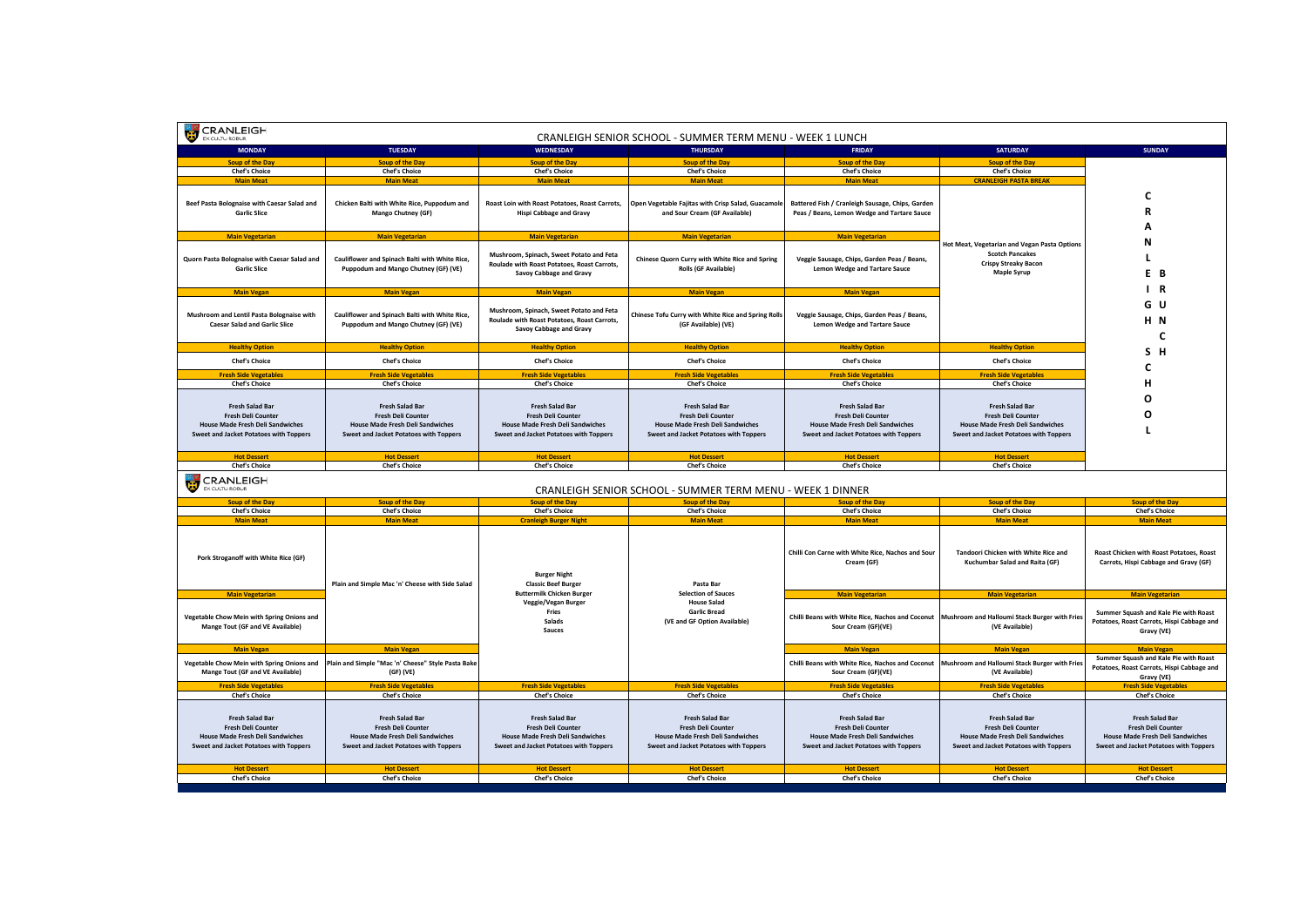# CRANLEIGH SENIOR SCHOOL - SUMMER TERM MENU - WEEK 1 LUNCH

| MONDAY | TUESDAY | WEDNESDAY | THURSDAY | FRIDAY | SATURDAY | SUNDAY |
|---|---|---|---|---|---|---|
| **Soup of the Day** | **Soup of the Day** | **Soup of the Day** | **Soup of the Day** | **Soup of the Day** | **Soup of the Day** | CRANLEIGH BRUNCH SCHOOL |
| Chef's Choice | Chef's Choice | Chef's Choice | Chef's Choice | Chef's Choice | Chef's Choice | |
| **Main Meat** | **Main Meat** | **Main Meat** | **Main Meat** | **Main Meat** | **CRANLEIGH PASTA BREAK** | |
| Beef Pasta Bolognaise with Caesar Salad and Garlic Slice | Chicken Balti with White Rice, Puppodum and Mango Chutney (GF) | Roast Loin with Roast Potatoes, Roast Carrots, Hispi Cabbage and Gravy | Open Vegetable Fajitas with Crisp Salad, Guacamole and Sour Cream (GF Available) | Battered Fish / Cranleigh Sausage, Chips, Garden Peas / Beans, Lemon Wedge and Tartare Sauce | Hot Meat, Vegetarian and Vegan Pasta Options<br>Scotch Pancakes<br>Crispy Streaky Bacon<br>Maple Syrup | |
| **Main Vegetarian** | **Main Vegetarian** | **Main Vegetarian** | **Main Vegetarian** | **Main Vegetarian** | | |
| Quorn Pasta Bolognaise with Caesar Salad and Garlic Slice | Cauliflower and Spinach Balti with White Rice, Puppodum and Mango Chutney (GF) (VE) | Mushroom, Spinach, Sweet Potato and Feta Roulade with Roast Potatoes, Roast Carrots, Savoy Cabbage and Gravy | Chinese Quorn Curry with White Rice and Spring Rolls (GF Available) | Veggie Sausage, Chips, Garden Peas / Beans, Lemon Wedge and Tartare Sauce | | |
| **Main Vegan** | **Main Vegan** | **Main Vegan** | **Main Vegan** | **Main Vegan** | | |
| Mushroom and Lentil Pasta Bolognaise with Caesar Salad and Garlic Slice | Cauliflower and Spinach Balti with White Rice, Puppodum and Mango Chutney (GF) (VE) | Mushroom, Spinach, Sweet Potato and Feta Roulade with Roast Potatoes, Roast Carrots, Savoy Cabbage and Gravy | Chinese Tofu Curry with White Rice and Spring Rolls (GF Available) (VE) | Veggie Sausage, Chips, Garden Peas / Beans, Lemon Wedge and Tartare Sauce | | |
| **Healthy Option** | **Healthy Option** | **Healthy Option** | **Healthy Option** | **Healthy Option** | **Healthy Option** | |
| Chef's Choice | Chef's Choice | Chef's Choice | Chef's Choice | Chef's Choice | Chef's Choice | |
| **Fresh Side Vegetables** | **Fresh Side Vegetables** | **Fresh Side Vegetables** | **Fresh Side Vegetables** | **Fresh Side Vegetables** | **Fresh Side Vegetables** | |
| Chef's Choice | Chef's Choice | Chef's Choice | Chef's Choice | Chef's Choice | Chef's Choice | |
| Fresh Salad Bar<br>Fresh Deli Counter<br>House Made Fresh Deli Sandwiches<br>Sweet and Jacket Potatoes with Toppers | Fresh Salad Bar<br>Fresh Deli Counter<br>House Made Fresh Deli Sandwiches<br>Sweet and Jacket Potatoes with Toppers | Fresh Salad Bar<br>Fresh Deli Counter<br>House Made Fresh Deli Sandwiches<br>Sweet and Jacket Potatoes with Toppers | Fresh Salad Bar<br>Fresh Deli Counter<br>House Made Fresh Deli Sandwiches<br>Sweet and Jacket Potatoes with Toppers | Fresh Salad Bar<br>Fresh Deli Counter<br>House Made Fresh Deli Sandwiches<br>Sweet and Jacket Potatoes with Toppers | Fresh Salad Bar<br>Fresh Deli Counter<br>House Made Fresh Deli Sandwiches<br>Sweet and Jacket Potatoes with Toppers | |
| **Hot Dessert** | **Hot Dessert** | **Hot Dessert** | **Hot Dessert** | **Hot Dessert** | **Hot Dessert** | |
| Chef's Choice | Chef's Choice | Chef's Choice | Chef's Choice | Chef's Choice | Chef's Choice | |

# CRANLEIGH SENIOR SCHOOL - SUMMER TERM MENU - WEEK 1 DINNER

| MONDAY | TUESDAY | WEDNESDAY | THURSDAY | FRIDAY | SATURDAY | SUNDAY |
|---|---|---|---|---|---|---|
| **Soup of the Day** | **Soup of the Day** | **Soup of the Day** | **Soup of the Day** | **Soup of the Day** | **Soup of the Day** | **Soup of the Day** |
| Chef's Choice | Chef's Choice | Chef's Choice | Chef's Choice | Chef's Choice | Chef's Choice | Chef's Choice |
| **Main Meat** | **Main Meat** | **Cranleigh Burger Night** | **Main Meat** | **Main Meat** | **Main Meat** | **Main Meat** |
| Pork Stroganoff with White Rice (GF) | Plain and Simple Mac 'n' Cheese with Side Salad | Burger Night<br>Classic Beef Burger<br>Buttermilk Chicken Burger<br>Veggie/Vegan Burger<br>Fries<br>Salads<br>Sauces | Pasta Bar<br>Selection of Sauces<br>House Salad<br>Garlic Bread<br>(VE and GF Option Available) | Chilli Con Carne with White Rice, Nachos and Sour Cream (GF) | Tandoori Chicken with White Rice and Kuchumbar Salad and Raita (GF) | Roast Chicken with Roast Potatoes, Roast Carrots, Hispi Cabbage and Gravy (GF) |
| **Main Vegetarian** | | | | **Main Vegetarian** | **Main Vegetarian** | **Main Vegetarian** |
| Vegetable Chow Mein with Spring Onions and Mange Tout (GF and VE Available) | | | | Chilli Beans with White Rice, Nachos and Coconut Sour Cream (GF)(VE) | Mushroom and Halloumi Stack Burger with Fries (VE Available) | Summer Squash and Kale Pie with Roast Potatoes, Roast Carrots, Hispi Cabbage and Gravy (VE) |
| **Main Vegan** | **Main Vegan** | | | **Main Vegan** | **Main Vegan** | **Main Vegan** |
| Vegetable Chow Mein with Spring Onions and Mange Tout (GF and VE Available) | Plain and Simple "Mac 'n' Cheese" Style Pasta Bake (GF) (VE) | | | Chilli Beans with White Rice, Nachos and Coconut Sour Cream (GF)(VE) | Mushroom and Halloumi Stack Burger with Fries (VE Available) | Summer Squash and Kale Pie with Roast Potatoes, Roast Carrots, Hispi Cabbage and Gravy (VE) |
| **Fresh Side Vegetables** | **Fresh Side Vegetables** | **Fresh Side Vegetables** | **Fresh Side Vegetables** | **Fresh Side Vegetables** | **Fresh Side Vegetables** | **Fresh Side Vegetables** |
| Chef's Choice | Chef's Choice | Chef's Choice | Chef's Choice | Chef's Choice | Chef's Choice | Chef's Choice |
| Fresh Salad Bar<br>Fresh Deli Counter<br>House Made Fresh Deli Sandwiches<br>Sweet and Jacket Potatoes with Toppers | Fresh Salad Bar<br>Fresh Deli Counter<br>House Made Fresh Deli Sandwiches<br>Sweet and Jacket Potatoes with Toppers | Fresh Salad Bar<br>Fresh Deli Counter<br>House Made Fresh Deli Sandwiches<br>Sweet and Jacket Potatoes with Toppers | Fresh Salad Bar<br>Fresh Deli Counter<br>House Made Fresh Deli Sandwiches<br>Sweet and Jacket Potatoes with Toppers | Fresh Salad Bar<br>Fresh Deli Counter<br>House Made Fresh Deli Sandwiches<br>Sweet and Jacket Potatoes with Toppers | Fresh Salad Bar<br>Fresh Deli Counter<br>House Made Fresh Deli Sandwiches<br>Sweet and Jacket Potatoes with Toppers | Fresh Salad Bar<br>Fresh Deli Counter<br>House Made Fresh Deli Sandwiches<br>Sweet and Jacket Potatoes with Toppers |
| **Hot Dessert** | **Hot Dessert** | **Hot Dessert** | **Hot Dessert** | **Hot Dessert** | **Hot Dessert** | **Hot Dessert** |
| Chef's Choice | Chef's Choice | Chef's Choice | Chef's Choice | Chef's Choice | Chef's Choice | Chef's Choice |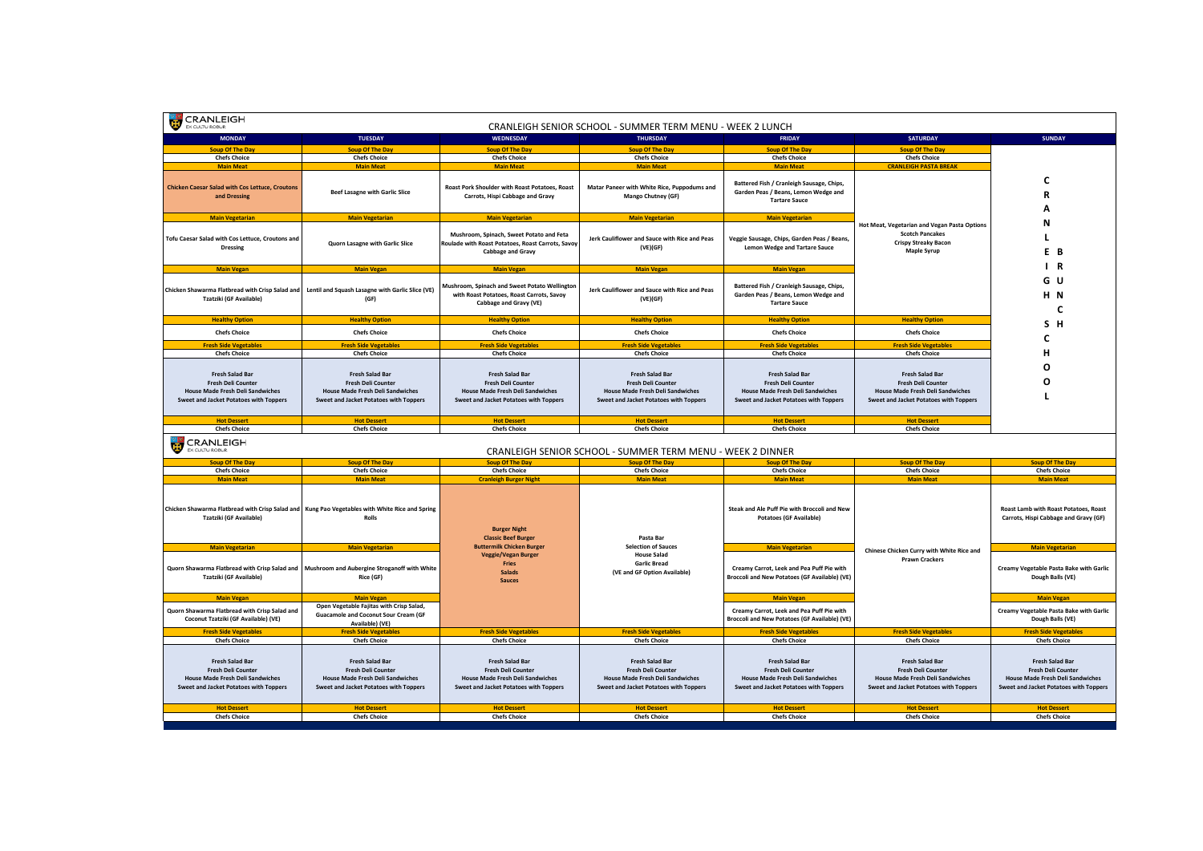CRANLEIGH
EX CULTU ROBUR

# CRANLEIGH SENIOR SCHOOL - SUMMER TERM MENU - WEEK 2 LUNCH

| MONDAY | TUESDAY | WEDNESDAY | THURSDAY | FRIDAY | SATURDAY | SUNDAY |
|---|---|---|---|---|---|---|
| **Soup Of The Day** | **Soup Of The Day** | **Soup Of The Day** | **Soup Of The Day** | **Soup Of The Day** | **Soup Of The Day** | CRANLEIGH BRUNCH SCHOOL |
| Chefs Choice | Chefs Choice | Chefs Choice | Chefs Choice | Chefs Choice | Chefs Choice | |
| **Main Meat** | **Main Meat** | **Main Meat** | **Main Meat** | **Main Meat** | **CRANLEIGH PASTA BREAK** | |
| Chicken Caesar Salad with Cos Lettuce, Croutons and Dressing | Beef Lasagne with Garlic Slice | Roast Pork Shoulder with Roast Potatoes, Roast Carrots, Hispi Cabbage and Gravy | Matar Paneer with White Rice, Puppodums and Mango Chutney (GF) | Battered Fish / Cranleigh Sausage, Chips, Garden Peas / Beans, Lemon Wedge and Tartare Sauce | Hot Meat, Vegetarian and Vegan Pasta Options<br>Scotch Pancakes<br>Crispy Streaky Bacon<br>Maple Syrup | |
| **Main Vegetarian** | **Main Vegetarian** | **Main Vegetarian** | **Main Vegetarian** | **Main Vegetarian** | | |
| Tofu Caesar Salad with Cos Lettuce, Croutons and Dressing | Quorn Lasagne with Garlic Slice | Mushroom, Spinach, Sweet Potato and Feta Roulade with Roast Potatoes, Roast Carrots, Savoy Cabbage and Gravy | Jerk Cauliflower and Sauce with Rice and Peas (VE)(GF) | Veggie Sausage, Chips, Garden Peas / Beans, Lemon Wedge and Tartare Sauce | | |
| **Main Vegan** | **Main Vegan** | **Main Vegan** | **Main Vegan** | **Main Vegan** | | |
| Chicken Shawarma Flatbread with Crisp Salad and Tzatziki (GF Available) | Lentil and Squash Lasagne with Garlic Slice (VE) (GF) | Mushroom, Spinach and Sweet Potato Wellington with Roast Potatoes, Roast Carrots, Savoy Cabbage and Gravy (VE) | Jerk Cauliflower and Sauce with Rice and Peas (VE)(GF) | Battered Fish / Cranleigh Sausage, Chips, Garden Peas / Beans, Lemon Wedge and Tartare Sauce | | |
| **Healthy Option** | **Healthy Option** | **Healthy Option** | **Healthy Option** | **Healthy Option** | **Healthy Option** | |
| Chefs Choice | Chefs Choice | Chefs Choice | Chefs Choice | Chefs Choice | Chefs Choice | |
| **Fresh Side Vegetables** | **Fresh Side Vegetables** | **Fresh Side Vegetables** | **Fresh Side Vegetables** | **Fresh Side Vegetables** | **Fresh Side Vegetables** | |
| Chefs Choice | Chefs Choice | Chefs Choice | Chefs Choice | Chefs Choice | Chefs Choice | |
| Fresh Salad Bar<br>Fresh Deli Counter<br>House Made Fresh Deli Sandwiches<br>Sweet and Jacket Potatoes with Toppers | Fresh Salad Bar<br>Fresh Deli Counter<br>House Made Fresh Deli Sandwiches<br>Sweet and Jacket Potatoes with Toppers | Fresh Salad Bar<br>Fresh Deli Counter<br>House Made Fresh Deli Sandwiches<br>Sweet and Jacket Potatoes with Toppers | Fresh Salad Bar<br>Fresh Deli Counter<br>House Made Fresh Deli Sandwiches<br>Sweet and Jacket Potatoes with Toppers | Fresh Salad Bar<br>Fresh Deli Counter<br>House Made Fresh Deli Sandwiches<br>Sweet and Jacket Potatoes with Toppers | Fresh Salad Bar<br>Fresh Deli Counter<br>House Made Fresh Deli Sandwiches<br>Sweet and Jacket Potatoes with Toppers | |
| **Hot Dessert** | **Hot Dessert** | **Hot Dessert** | **Hot Dessert** | **Hot Dessert** | **Hot Dessert** | |
| Chefs Choice | Chefs Choice | Chefs Choice | Chefs Choice | Chefs Choice | Chefs Choice | |

CRANLEIGH
EX CULTU ROBUR

# CRANLEIGH SENIOR SCHOOL - SUMMER TERM MENU - WEEK 2 DINNER

| MONDAY | TUESDAY | WEDNESDAY | THURSDAY | FRIDAY | SATURDAY | SUNDAY |
|---|---|---|---|---|---|---|
| **Soup Of The Day** | **Soup Of The Day** | **Soup Of The Day** | **Soup Of The Day** | **Soup Of The Day** | **Soup Of The Day** | **Soup Of The Day** |
| Chefs Choice | Chefs Choice | Chefs Choice | Chefs Choice | Chefs Choice | Chefs Choice | Chefs Choice |
| **Main Meat** | **Main Meat** | **Cranleigh Burger Night** | **Main Meat** | **Main Meat** | **Main Meat** | **Main Meat** |
| Chicken Shawarma Flatbread with Crisp Salad and Tzatziki (GF Available) | Kung Pao Vegetables with White Rice and Spring Rolls | Burger Night<br>Classic Beef Burger<br>Buttermilk Chicken Burger<br>Veggie/Vegan Burger<br>Fries<br>Salads<br>Sauces | Pasta Bar<br>Selection of Sauces<br>House Salad<br>Garlic Bread<br>(VE and GF Option Available) | Steak and Ale Puff Pie with Broccoli and New Potatoes (GF Available) | Chinese Chicken Curry with White Rice and Prawn Crackers | Roast Lamb with Roast Potatoes, Roast Carrots, Hispi Cabbage and Gravy (GF) |
| **Main Vegetarian** | **Main Vegetarian** | | | **Main Vegetarian** | | **Main Vegetarian** |
| Quorn Shawarma Flatbread with Crisp Salad and Tzatziki (GF Available) | Mushroom and Aubergine Stroganoff with White Rice (GF) | | | Creamy Carrot, Leek and Pea Puff Pie with Broccoli and New Potatoes (GF Available) (VE) | | Creamy Vegetable Pasta Bake with Garlic Dough Balls (VE) |
| **Main Vegan** | **Main Vegan** | | | **Main Vegan** | | **Main Vegan** |
| Quorn Shawarma Flatbread with Crisp Salad and Coconut Tzatziki (GF Available) (VE) | Open Vegetable Fajitas with Crisp Salad, Guacamole and Coconut Sour Cream (GF Available) (VE) | | | Creamy Carrot, Leek and Pea Puff Pie with Broccoli and New Potatoes (GF Available) (VE) | | Creamy Vegetable Pasta Bake with Garlic Dough Balls (VE) |
| **Fresh Side Vegetables** | **Fresh Side Vegetables** | **Fresh Side Vegetables** | **Fresh Side Vegetables** | **Fresh Side Vegetables** | **Fresh Side Vegetables** | **Fresh Side Vegetables** |
| Chefs Choice | Chefs Choice | Chefs Choice | Chefs Choice | Chefs Choice | Chefs Choice | Chefs Choice |
| Fresh Salad Bar<br>Fresh Deli Counter<br>House Made Fresh Deli Sandwiches<br>Sweet and Jacket Potatoes with Toppers | Fresh Salad Bar<br>Fresh Deli Counter<br>House Made Fresh Deli Sandwiches<br>Sweet and Jacket Potatoes with Toppers | Fresh Salad Bar<br>Fresh Deli Counter<br>House Made Fresh Deli Sandwiches<br>Sweet and Jacket Potatoes with Toppers | Fresh Salad Bar<br>Fresh Deli Counter<br>House Made Fresh Deli Sandwiches<br>Sweet and Jacket Potatoes with Toppers | Fresh Salad Bar<br>Fresh Deli Counter<br>House Made Fresh Deli Sandwiches<br>Sweet and Jacket Potatoes with Toppers | Fresh Salad Bar<br>Fresh Deli Counter<br>House Made Fresh Deli Sandwiches<br>Sweet and Jacket Potatoes with Toppers | Fresh Salad Bar<br>Fresh Deli Counter<br>House Made Fresh Deli Sandwiches<br>Sweet and Jacket Potatoes with Toppers |
| **Hot Dessert** | **Hot Dessert** | **Hot Dessert** | **Hot Dessert** | **Hot Dessert** | **Hot Dessert** | **Hot Dessert** |
| Chefs Choice | Chefs Choice | Chefs Choice | Chefs Choice | Chefs Choice | Chefs Choice | Chefs Choice |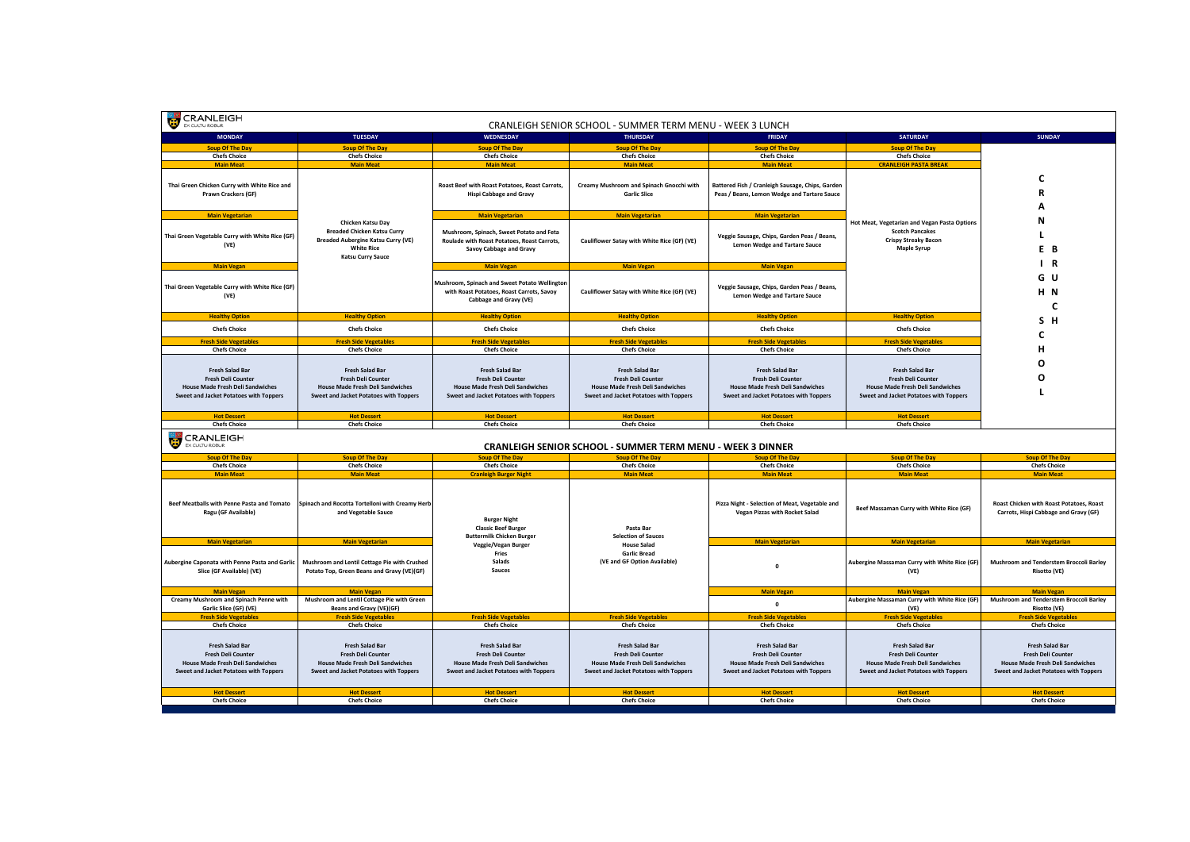CRANLEIGH
EX CULTU ROBUR

# CRANLEIGH SENIOR SCHOOL - SUMMER TERM MENU - WEEK 3 LUNCH

| MONDAY | TUESDAY | WEDNESDAY | THURSDAY | FRIDAY | SATURDAY | SUNDAY |
|---|---|---|---|---|---|---|
| **Soup Of The Day** | **Soup Of The Day** | **Soup Of The Day** | **Soup Of The Day** | **Soup Of The Day** | **Soup Of The Day** | CRANLEIGH BRUNCH SCHOOL |
| Chefs Choice | Chefs Choice | Chefs Choice | Chefs Choice | Chefs Choice | Chefs Choice | |
| **Main Meat** | **Main Meat** | **Main Meat** | **Main Meat** | **Main Meat** | **CRANLEIGH PASTA BREAK** | |
| Thai Green Chicken Curry with White Rice and Prawn Crackers (GF) | Chicken Katsu Day<br>Breaded Chicken Katsu Curry<br>Breaded Aubergine Katsu Curry (VE)<br>White Rice<br>Katsu Curry Sauce | Roast Beef with Roast Potatoes, Roast Carrots, Hispi Cabbage and Gravy | Creamy Mushroom and Spinach Gnocchi with Garlic Slice | Battered Fish / Cranleigh Sausage, Chips, Garden Peas / Beans, Lemon Wedge and Tartare Sauce | Hot Meat, Vegetarian and Vegan Pasta Options<br>Scotch Pancakes<br>Crispy Streaky Bacon<br>Maple Syrup | |
| **Main Vegetarian** | | **Main Vegetarian** | **Main Vegetarian** | **Main Vegetarian** | | |
| Thai Green Vegetable Curry with White Rice (GF) (VE) | | Mushroom, Spinach, Sweet Potato and Feta Roulade with Roast Potatoes, Roast Carrots, Savoy Cabbage and Gravy | Cauliflower Satay with White Rice (GF) (VE) | Veggie Sausage, Chips, Garden Peas / Beans, Lemon Wedge and Tartare Sauce | | |
| **Main Vegan** | | **Main Vegan** | **Main Vegan** | **Main Vegan** | | |
| Thai Green Vegetable Curry with White Rice (GF) (VE) | | Mushroom, Spinach and Sweet Potato Wellington with Roast Potatoes, Roast Carrots, Savoy Cabbage and Gravy (VE) | Cauliflower Satay with White Rice (GF) (VE) | Veggie Sausage, Chips, Garden Peas / Beans, Lemon Wedge and Tartare Sauce | | |
| **Healthy Option** | **Healthy Option** | **Healthy Option** | **Healthy Option** | **Healthy Option** | **Healthy Option** | |
| Chefs Choice | Chefs Choice | Chefs Choice | Chefs Choice | Chefs Choice | Chefs Choice | |
| **Fresh Side Vegetables** | **Fresh Side Vegetables** | **Fresh Side Vegetables** | **Fresh Side Vegetables** | **Fresh Side Vegetables** | **Fresh Side Vegetables** | |
| Chefs Choice | Chefs Choice | Chefs Choice | Chefs Choice | Chefs Choice | Chefs Choice | |
| Fresh Salad Bar<br>Fresh Deli Counter<br>House Made Fresh Deli Sandwiches<br>Sweet and Jacket Potatoes with Toppers | Fresh Salad Bar<br>Fresh Deli Counter<br>House Made Fresh Deli Sandwiches<br>Sweet and Jacket Potatoes with Toppers | Fresh Salad Bar<br>Fresh Deli Counter<br>House Made Fresh Deli Sandwiches<br>Sweet and Jacket Potatoes with Toppers | Fresh Salad Bar<br>Fresh Deli Counter<br>House Made Fresh Deli Sandwiches<br>Sweet and Jacket Potatoes with Toppers | Fresh Salad Bar<br>Fresh Deli Counter<br>House Made Fresh Deli Sandwiches<br>Sweet and Jacket Potatoes with Toppers | Fresh Salad Bar<br>Fresh Deli Counter<br>House Made Fresh Deli Sandwiches<br>Sweet and Jacket Potatoes with Toppers | |
| **Hot Dessert** | **Hot Dessert** | **Hot Dessert** | **Hot Dessert** | **Hot Dessert** | **Hot Dessert** | |
| Chefs Choice | Chefs Choice | Chefs Choice | Chefs Choice | Chefs Choice | Chefs Choice | |

CRANLEIGH
EX CULTU ROBUR

# CRANLEIGH SENIOR SCHOOL - SUMMER TERM MENU - WEEK 3 DINNER

| MONDAY | TUESDAY | WEDNESDAY | THURSDAY | FRIDAY | SATURDAY | SUNDAY |
|---|---|---|---|---|---|---|
| **Soup Of The Day** | **Soup Of The Day** | **Soup Of The Day** | **Soup Of The Day** | **Soup Of The Day** | **Soup Of The Day** | **Soup Of The Day** |
| Chefs Choice | Chefs Choice | Chefs Choice | Chefs Choice | Chefs Choice | Chefs Choice | Chefs Choice |
| **Main Meat** | **Main Meat** | **Cranleigh Burger Night** | **Main Meat** | **Main Meat** | **Main Meat** | **Main Meat** |
| Beef Meatballs with Penne Pasta and Tomato Ragu (GF Available) | Spinach and Rocotta Tortelloni with Creamy Herb and Vegetable Sauce | Burger Night<br>Classic Beef Burger<br>Buttermilk Chicken Burger<br>Veggie/Vegan Burger<br>Fries<br>Salads<br>Sauces | Pasta Bar<br>Selection of Sauces<br>House Salad<br>Garlic Bread<br>(VE and GF Option Available) | Pizza Night - Selection of Meat, Vegetable and Vegan Pizzas with Rocket Salad | Beef Massaman Curry with White Rice (GF) | Roast Chicken with Roast Potatoes, Roast Carrots, Hispi Cabbage and Gravy (GF) |
| **Main Vegetarian** | **Main Vegetarian** | | | **Main Vegetarian** | **Main Vegetarian** | **Main Vegetarian** |
| Aubergine Caponata with Penne Pasta and Garlic Slice (GF Available) (VE) | Mushroom and Lentil Cottage Pie with Crushed Potato Top, Green Beans and Gravy (VE)(GF) | | | 0 | Aubergine Massaman Curry with White Rice (GF) (VE) | Mushroom and Tenderstem Broccoli Barley Risotto (VE) |
| **Main Vegan** | **Main Vegan** | | | **Main Vegan** | **Main Vegan** | **Main Vegan** |
| Creamy Mushroom and Spinach Penne with Garlic Slice (GF) (VE) | Mushroom and Lentil Cottage Pie with Green Beans and Gravy (VE)(GF) | | | 0 | Aubergine Massaman Curry with White Rice (GF) (VE) | Mushroom and Tenderstem Broccoli Barley Risotto (VE) |
| **Fresh Side Vegetables** | **Fresh Side Vegetables** | **Fresh Side Vegetables** | **Fresh Side Vegetables** | **Fresh Side Vegetables** | **Fresh Side Vegetables** | **Fresh Side Vegetables** |
| Chefs Choice | Chefs Choice | Chefs Choice | Chefs Choice | Chefs Choice | Chefs Choice | Chefs Choice |
| Fresh Salad Bar<br>Fresh Deli Counter<br>House Made Fresh Deli Sandwiches<br>Sweet and Jacket Potatoes with Toppers | Fresh Salad Bar<br>Fresh Deli Counter<br>House Made Fresh Deli Sandwiches<br>Sweet and Jacket Potatoes with Toppers | Fresh Salad Bar<br>Fresh Deli Counter<br>House Made Fresh Deli Sandwiches<br>Sweet and Jacket Potatoes with Toppers | Fresh Salad Bar<br>Fresh Deli Counter<br>House Made Fresh Deli Sandwiches<br>Sweet and Jacket Potatoes with Toppers | Fresh Salad Bar<br>Fresh Deli Counter<br>House Made Fresh Deli Sandwiches<br>Sweet and Jacket Potatoes with Toppers | Fresh Salad Bar<br>Fresh Deli Counter<br>House Made Fresh Deli Sandwiches<br>Sweet and Jacket Potatoes with Toppers | Fresh Salad Bar<br>Fresh Deli Counter<br>House Made Fresh Deli Sandwiches<br>Sweet and Jacket Potatoes with Toppers |
| **Hot Dessert** | **Hot Dessert** | **Hot Dessert** | **Hot Dessert** | **Hot Dessert** | **Hot Dessert** | **Hot Dessert** |
| Chefs Choice | Chefs Choice | Chefs Choice | Chefs Choice | Chefs Choice | Chefs Choice | Chefs Choice |